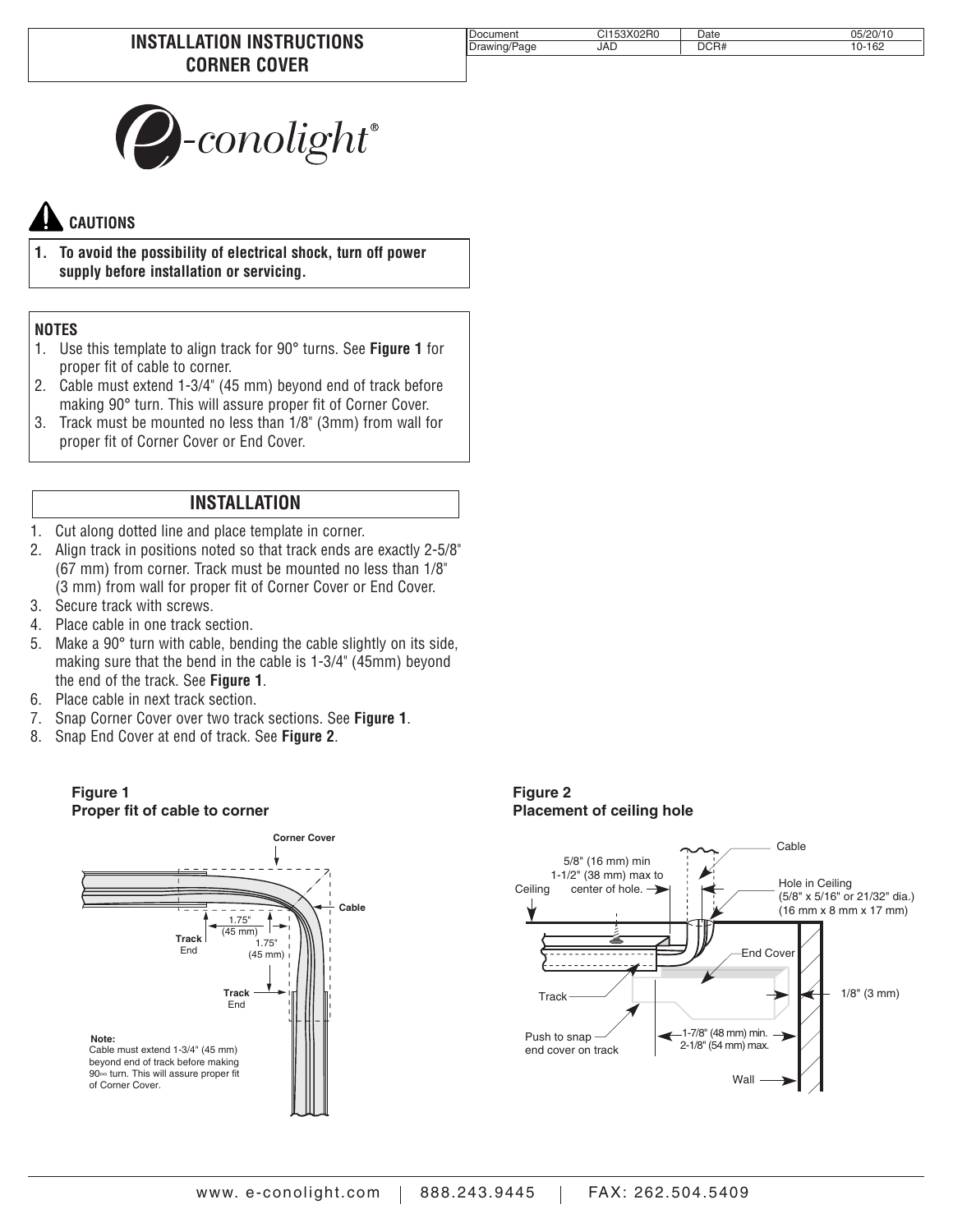# INSTALLATION INSTRUCTIONS
# CORNER COVER

| Document | CI153X02R0 | Date | 05/20/10 |
| --- | --- | --- | --- |
| Drawing/Page | JAD | DCR# | 10-162 |

e-conolight®

## CAUTIONS

1. **To avoid the possibility of electrical shock, turn off power supply before installation or servicing.**

## NOTES

1. Use this template to align track for 90° turns. See **Figure 1** for proper fit of cable to corner.
2. Cable must extend 1-3/4" (45 mm) beyond end of track before making 90° turn. This will assure proper fit of Corner Cover.
3. Track must be mounted no less than 1/8" (3mm) from wall for proper fit of Corner Cover or End Cover.

## INSTALLATION

1. Cut along dotted line and place template in corner.
2. Align track in positions noted so that track ends are exactly 2-5/8" (67 mm) from corner. Track must be mounted no less than 1/8" (3 mm) from wall for proper fit of Corner Cover or End Cover.
3. Secure track with screws.
4. Place cable in one track section.
5. Make a 90° turn with cable, bending the cable slightly on its side, making sure that the bend in the cable is 1-3/4" (45mm) beyond the end of the track. See **Figure 1**.
6. Place cable in next track section.
7. Snap Corner Cover over two track sections. See **Figure 1**.
8. Snap End Cover at end of track. See **Figure 2**.

**Figure 1**
**Proper fit of cable to corner**

Corner Cover, Cable, Track End, 1.75" (45 mm), 1.75" (45 mm), Track End

**Note:** Cable must extend 1-3/4" (45 mm) beyond end of track before making 90∞ turn. This will assure proper fit of Corner Cover.

**Figure 2**
**Placement of ceiling hole**

Ceiling, 5/8" (16 mm) min 1-1/2" (38 mm) max to center of hole., Cable, Hole in Ceiling (5/8" x 5/16" or 21/32" dia.) (16 mm x 8 mm x 17 mm), End Cover, Track, 1/8" (3 mm), Push to snap end cover on track, 1-7/8" (48 mm) min. 2-1/8" (54 mm) max., Wall

www. e-conolight.com | 888.243.9445 | FAX: 262.504.5409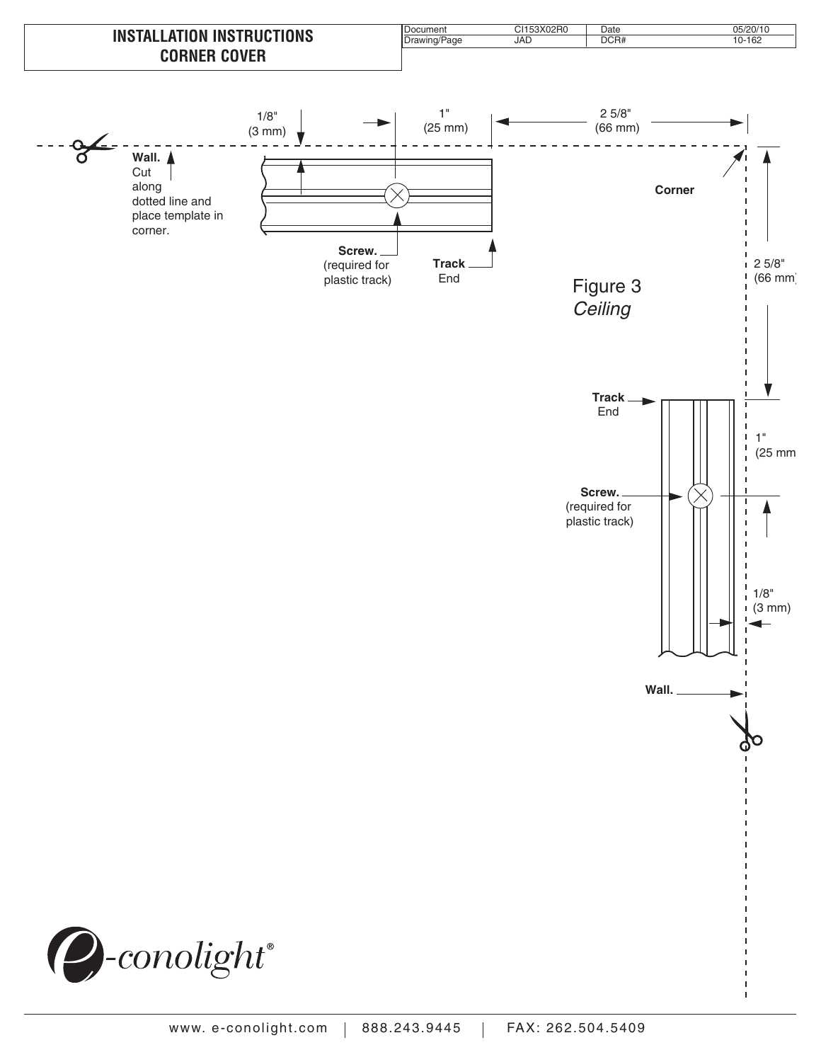# INSTALLATION INSTRUCTIONS
# CORNER COVER

| Document | CI153X02R0 | Date | 05/20/10 |
|---|---|---|---|
| Drawing/Page | JAD | DCR# | 10-162 |

1/8" (3 mm)

1" (25 mm)

2 5/8" (66 mm)

**Wall.** Cut along dotted line and place template in corner.

**Corner**

**Screw.** (required for plastic track)

**Track** End

Figure 3
*Ceiling*

2 5/8" (66 mm)

**Track** End

1" (25 mm)

**Screw.** (required for plastic track)

1/8" (3 mm)

**Wall.**

e-conolight®

www. e-conolight.com | 888.243.9445 | FAX: 262.504.5409